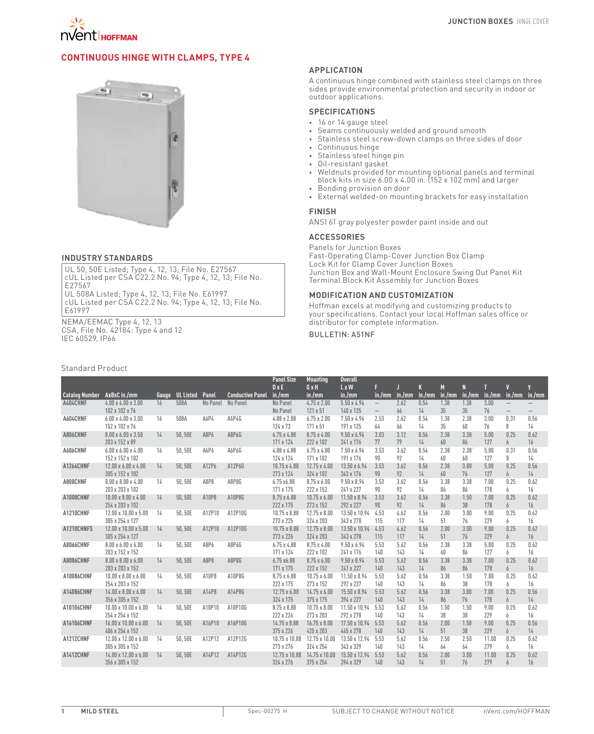# CONTINUOUS HINGE WITH CLAMPS, TYPE 4

## APPLICATION

A continuous hinge combined with stainless steel clamps on three sides provide environmental protection and security in indoor or outdoor applications.

## SPECIFICATIONS

- 16 or 14 gauge steel
- Seams continuously welded and ground smooth
- Stainless steel screw-down clamps on three sides of door
- Continuous hinge
- Stainless steel hinge pin
- Oil-resistant gasket
- Weldnuts provided for mounting optional panels and terminal block kits in size 6.00 x 4.00 in. (152 x 102 mm) and larger
- Bonding provision on door
- External welded-on mounting brackets for easy installation

## FINISH

ANSI 61 gray polyester powder paint inside and out

## ACCESSORIES

Panels for Junction Boxes
Fast-Operating Clamp-Cover Junction Box Clamp
Lock Kit for Clamp Cover Junction Boxes
Junction Box and Wall-Mount Enclosure Swing Out Panel Kit
Terminal Block Kit Assembly for Junction Boxes

## MODIFICATION AND CUSTOMIZATION

Hoffman excels at modifying and customizing products to your specifications. Contact your local Hoffman sales office or distributor for complete information.

BULLETIN: A51NF

## INDUSTRY STANDARDS

UL 50, 50E Listed; Type 4, 12, 13; File No. E27567
cUL Listed per CSA C22.2 No. 94; Type 4, 12, 13; File No. E27567
UL 508A Listed; Type 4, 12, 13; File No. E61997
cUL Listed per CSA C22.2 No. 94; Type 4, 12, 13; File No. E61997

NEMA/EEMAC Type 4, 12, 13
CSA, File No. 42184: Type 4 and 12
IEC 60529, IP66

Standard Product

| Catalog Number | AxBxC in./mm | Gauge | UL Listed | Panel | Conductive Panel | Panel Size DxE in./mm | Mounting GxH in./mm | Overall LxW in./mm | F in./mm | J in./mm | K in./mm | M in./mm | N in./mm | T in./mm | V in./mm | Y in./mm |
|---|---|---|---|---|---|---|---|---|---|---|---|---|---|---|---|---|
| A404CHNF | 4.00 x 4.00 x 3.00<br>102 x 102 x 76 | 16 | 508A | No Panel | No Panel | No Panel<br>No Panel | 4.75 x 2.00<br>121 x 51 | 5.50 x 4.94<br>140 x 125 | —<br>— | 2.62<br>66 | 0.54<br>14 | 1.38<br>35 | 1.38<br>35 | 3.00<br>76 | —<br>— | —<br>— |
| A604CHNF | 6.00 x 4.00 x 3.00<br>152 x 102 x 76 | 16 | 508A | A6P4 | A6P4G | 4.88 x 2.88<br>124 x 73 | 6.75 x 2.00<br>171 x 51 | 7.50 x 4.94<br>191 x 125 | 2.53<br>64 | 2.62<br>66 | 0.54<br>14 | 1.38<br>35 | 2.38<br>60 | 3.00<br>76 | 0.31<br>8 | 0.56<br>14 |
| A806CHNF | 8.00 x 6.00 x 3.50<br>203 x 152 x 89 | 14 | 50, 50E | A8P6 | A8P6G | 6.75 x 4.88<br>171 x 124 | 8.75 x 4.00<br>222 x 102 | 9.50 x 6.94<br>241 x 176 | 3.03<br>77 | 3.12<br>79 | 0.56<br>14 | 2.38<br>60 | 3.38<br>86 | 5.00<br>127 | 0.25<br>6 | 0.62<br>16 |
| A606CHNF | 6.00 x 6.00 x 4.00<br>152 x 152 x 102 | 16 | 50, 50E | A6P6 | A6P6G | 4.88 x 4.88<br>124 x 124 | 6.75 x 4.00<br>171 x 102 | 7.50 x 6.94<br>191 x 176 | 3.53<br>90 | 3.62<br>92 | 0.54<br>14 | 2.38<br>60 | 2.38`<br>60 | 5.00<br>127 | 0.31<br>8 | 0.56<br>14 |
| A1264CHNF | 12.00 x 6.00 x 4.00<br>305 x 152 x 102 | 14 | 50, 50E | A12P6 | A12P6G | 10.75 x 4.88<br>273 x 124 | 12.75 x 4.00<br>324 x 102 | 13.50 x 6.94<br>343 x 176 | 3.53<br>90 | 3.62<br>92 | 0.56<br>14 | 2.38<br>60 | 3.00<br>76 | 5.00<br>127 | 0.25<br>6 | 0.56<br>14 |
| A808CHNF | 8.00 x 8.00 x 4.00<br>203 x 203 x 102 | 14 | 50, 50E | A8P8 | A8P8G | 6.75 x 6.88<br>171 x 175 | 8.75 x 6.00<br>222 x 152 | 9.50 x 8.94<br>241 x 227 | 3.53<br>90 | 3.62<br>92 | 0.56<br>14 | 3.38<br>86 | 3.38<br>86 | 7.00<br>178 | 0.25<br>6 | 0.62<br>16 |
| A1008CHNF | 10.00 x 8.00 x 4.00<br>254 x 203 x 102 | 14 | 50, 50E | A10P8 | A10P8G | 8.75 x 6.88<br>222 x 175 | 10.75 x 6.00<br>273 x 152 | 11.50 x 8.94<br>292 x 227 | 3.53<br>90 | 3.62<br>92 | 0.56<br>14 | 3.38<br>86 | 1.50<br>38 | 7.00<br>178 | 0.25<br>6 | 0.62<br>16 |
| A1210CHNF | 12.00 x 10.00 x 5.00<br>305 x 254 x 127 | 14 | 50, 50E | A12P10 | A12P10G | 10.75 x 8.88<br>273 x 225 | 12.75 x 8.00<br>324 x 203 | 13.50 x 10.94<br>343 x 278 | 4.53<br>115 | 4.62<br>117 | 0.56<br>14 | 2.00<br>51 | 3.00<br>76 | 9.00<br>229 | 0.25<br>6 | 0.62<br>16 |
| A1210CHNFS | 12.00 x 10.00 x 5.00<br>305 x 254 x 127 | 14 | 50, 50E | A12P10 | A12P10G | 10.75 x 8.88<br>273 x 226 | 12.75 x 8.00<br>324 x 203 | 13.50 x 10.94<br>343 x 278 | 4.53<br>115 | 4.62<br>117 | 0.56<br>14 | 2.00<br>51 | 3.00<br>76 | 9.00<br>229 | 0.25<br>6 | 0.62<br>16 |
| A8066CHNF | 8.00 x 6.00 x 6.00<br>203 x 152 x 152 | 14 | 50, 50E | A8P6 | A8P6G | 6.75 x 4.88<br>171 x 124 | 8.75 x 4.00<br>222 x 102 | 9.50 x 6.94<br>241 x 176 | 5.53<br>140 | 5.62<br>143 | 0.56<br>14 | 2.38<br>60 | 3.38<br>86 | 5.00<br>127 | 0.25<br>6 | 0.62<br>16 |
| A8086CHNF | 8.00 x 8.00 x 6.00<br>203 x 203 x 152 | 14 | 50, 50E | A8P8 | A8P8G | 6.75 x6.88<br>171 x 175 | 8.75 x 6.00<br>222 x 152 | 9.50 x 8.94<br>241 x 227 | 5.53<br>140 | 5.62<br>143 | 0.56<br>14 | 3.38<br>86 | 3.38<br>86 | 7.00<br>178 | 0.25<br>6 | 0.62<br>16 |
| A10086CHNF | 10.00 x 8.00 x 6.00<br>254 x 203 x 152 | 14 | 50, 50E | A10P8 | A10P8G | 8.75 x 6.88<br>222 x 175 | 10.75 x 6.00<br>273 x 152 | 11.50 x 8.94<br>292 x 227 | 5.53<br>140 | 5.62<br>143 | 0.56<br>14 | 3.38<br>86 | 1.50<br>38 | 7.00<br>178 | 0.25<br>6 | 0.62<br>16 |
| A14086CHNF | 14.00 x 8.00 x 6.00<br>356 x 305 x 152 | 14 | 50, 50E | A14P8 | A14P8G | 12.75 x 6.88<br>324 x 175 | 14.75 x 6.00<br>375 x 175 | 15.50 x 8.94<br>394 x 227 | 5.53<br>140 | 5.62<br>143 | 0.56<br>14 | 3.38<br>86 | 3.00<br>76 | 7.00<br>178 | 0.25<br>6 | 0.56<br>14 |
| A10106CHNF | 10.00 x 10.00 x 6.00<br>254 x 254 x 152 | 14 | 50, 50E | A10P10 | A10P10G | 8.75 x 8.88<br>222 x 226 | 10.75 x 8.00<br>273 x 203 | 11.50 x 10.94<br>292 x 278 | 5.53<br>140 | 5.62<br>143 | 0.56<br>14 | 1.50<br>38 | 1.50<br>38 | 9.00<br>229 | 0.25<br>6 | 0.62<br>16 |
| A16106CHNF | 16.00 x 10.00 x 6.00<br>406 x 254 x 152 | 14 | 50, 50E | A16P10 | A16P10G | 14.75 x 8.88<br>375 x 226 | 16.75 x 8.00<br>425 x 203 | 17.50 x 10.94<br>445 x 278 | 5.53<br>140 | 5.62<br>143 | 0.56<br>14 | 2.00<br>51 | 1.50<br>38 | 9.00<br>229 | 0.25<br>6 | 0.56<br>14 |
| A1212CHNF | 12.00 x 12.00 x 6.00<br>305 x 305 x 152 | 14 | 50, 50E | A12P12 | A12P12G | 10.75 x 10.88<br>273 x 276 | 12.75 x 10.00<br>324 x 254 | 13.50 x 12.94<br>343 x 329 | 5.53<br>140 | 5.62<br>143 | 0.56<br>14 | 2.50<br>64 | 2.50<br>64 | 11.00<br>279 | 0.25<br>6 | 0.62<br>16 |
| A1412CHNF | 14.00 x 12.00 x 6.00<br>356 x 305 x 152 | 14 | 50, 50E | A14P12 | A14P12G | 12.75 x 10.88<br>324 x 276 | 14.75 x 10.00<br>375 x 254 | 15.50 x 12.94<br>394 x 329 | 5.53<br>140 | 5.62<br>143 | 0.56<br>14 | 2.00<br>51 | 3.00<br>76 | 11.00<br>279 | 0.25<br>6 | 0.62<br>16 |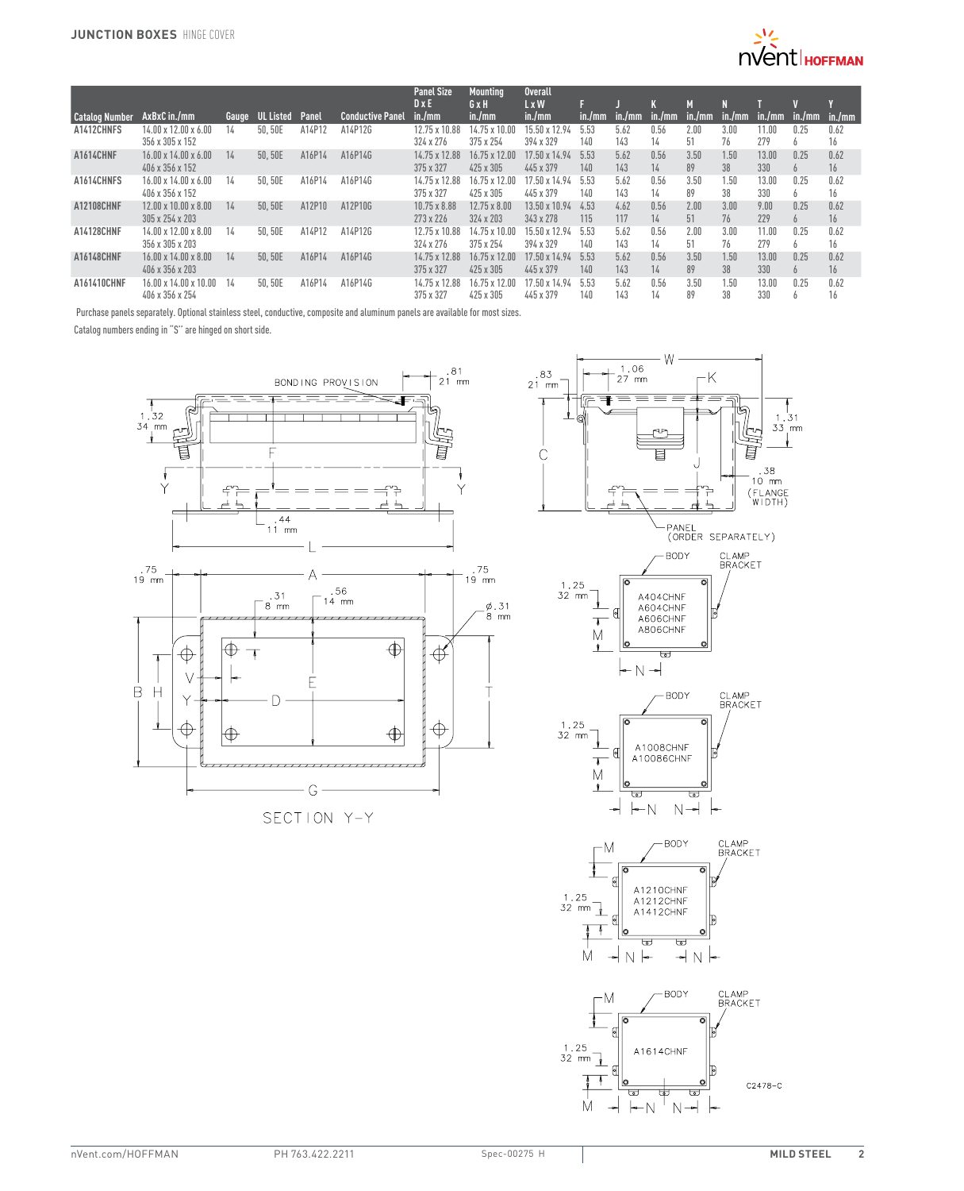## JUNCTION BOXES HINGE COVER

| Catalog Number | AxBxC in./mm | Gauge | UL Listed | Panel | Conductive Panel | Panel Size D x E in./mm | Mounting G x H in./mm | Overall L x W in./mm | F in./mm | J in./mm | K in./mm | M in./mm | N in./mm | T in./mm | V in./mm | Y in./mm |
|---|---|---|---|---|---|---|---|---|---|---|---|---|---|---|---|---|
| A1412CHNFS | 14.00 x 12.00 x 6.00<br>356 x 305 x 152 | 14 | 50, 50E | A14P12 | A14P12G | 12.75 x 10.88<br>324 x 276 | 14.75 x 10.00<br>375 x 254 | 15.50 x 12.94<br>394 x 329 | 5.53<br>140 | 5.62<br>143 | 0.56<br>14 | 2.00<br>51 | 3.00<br>76 | 11.00<br>279 | 0.25<br>6 | 0.62<br>16 |
| A1614CHNF | 16.00 x 14.00 x 6.00<br>406 x 356 x 152 | 14 | 50, 50E | A16P14 | A16P14G | 14.75 x 12.88<br>375 x 327 | 16.75 x 12.00<br>425 x 305 | 17.50 x 14.94<br>445 x 379 | 5.53<br>140 | 5.62<br>143 | 0.56<br>14 | 3.50<br>89 | 1.50<br>38 | 13.00<br>330 | 0.25<br>6 | 0.62<br>16 |
| A1614CHNFS | 16.00 x 14.00 x 6.00<br>406 x 356 x 152 | 14 | 50, 50E | A16P14 | A16P14G | 14.75 x 12.88<br>375 x 327 | 16.75 x 12.00<br>425 x 305 | 17.50 x 14.94<br>445 x 379 | 5.53<br>140 | 5.62<br>143 | 0.56<br>14 | 3.50<br>89 | 1.50<br>38 | 13.00<br>330 | 0.25<br>6 | 0.62<br>16 |
| A12108CHNF | 12.00 x 10.00 x 8.00<br>305 x 254 x 203 | 14 | 50, 50E | A12P10 | A12P10G | 10.75 x 8.88<br>273 x 226 | 12.75 x 8.00<br>324 x 203 | 13.50 x 10.94<br>343 x 278 | 4.53<br>115 | 4.62<br>117 | 0.56<br>14 | 2.00<br>51 | 3.00<br>76 | 9.00<br>229 | 0.25<br>6 | 0.62<br>16 |
| A14128CHNF | 14.00 x 12.00 x 8.00<br>356 x 305 x 203 | 14 | 50, 50E | A14P12 | A14P12G | 12.75 x 10.88<br>324 x 276 | 14.75 x 10.00<br>375 x 254 | 15.50 x 12.94<br>394 x 329 | 5.53<br>140 | 5.62<br>143 | 0.56<br>14 | 2.00<br>51 | 3.00<br>76 | 11.00<br>279 | 0.25<br>6 | 0.62<br>16 |
| A16148CHNF | 16.00 x 14.00 x 8.00<br>406 x 356 x 203 | 14 | 50, 50E | A16P14 | A16P14G | 14.75 x 12.88<br>375 x 327 | 16.75 x 12.00<br>425 x 305 | 17.50 x 14.94<br>445 x 379 | 5.53<br>140 | 5.62<br>143 | 0.56<br>14 | 3.50<br>89 | 1.50<br>38 | 13.00<br>330 | 0.25<br>6 | 0.62<br>16 |
| A161410CHNF | 16.00 x 14.00 x 10.00<br>406 x 356 x 254 | 14 | 50, 50E | A16P14 | A16P14G | 14.75 x 12.88<br>375 x 327 | 16.75 x 12.00<br>425 x 305 | 17.50 x 14.94<br>445 x 379 | 5.53<br>140 | 5.62<br>143 | 0.56<br>14 | 3.50<br>89 | 1.50<br>38 | 13.00<br>330 | 0.25<br>6 | 0.62<br>16 |

Purchase panels separately. Optional stainless steel, conductive, composite and aluminum panels are available for most sizes.

Catalog numbers ending in "S" are hinged on short side.

BONDING PROVISION
.81
21 mm
1.32
34 mm
F
Y
Y
.44
11 mm
L
.75
19 mm
A
.75
19 mm
.31
8 mm
.56
14 mm
ø.31
8 mm
B H V Y
D
E
T
G
SECTION Y-Y

.83
21 mm
1.06
27 mm
W
K
C
J
1.31
33 mm
.38
10 mm
(FLANGE WIDTH)
PANEL
(ORDER SEPARATELY)

BODY
CLAMP BRACKET
1.25
32 mm
M
N
A404CHNF
A604CHNF
A606CHNF
A806CHNF

BODY
CLAMP BRACKET
1.25
32 mm
M
N N
A1008CHNF
A10086CHNF

M
BODY
CLAMP BRACKET
1.25
32 mm
M
N N
A1210CHNF
A1212CHNF
A1412CHNF

M
BODY
CLAMP BRACKET
1.25
32 mm
M
N N
A1614CHNF
C2478-C